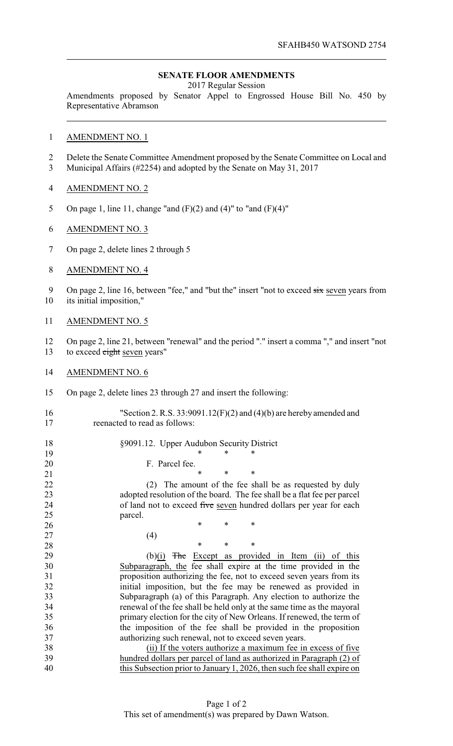# SENATE FLOOR AMENDMENTS

2017 Regular Session

Amendments proposed by Senator Appel to Engrossed House Bill No. 450 by Representative Abramson

AMENDMENT NO. 1

Delete the Senate Committee Amendment proposed by the Senate Committee on Local and Municipal Affairs (#2254) and adopted by the Senate on May 31, 2017

AMENDMENT NO. 2

On page 1, line 11, change "and (F)(2) and (4)" to "and (F)(4)"

AMENDMENT NO. 3

On page 2, delete lines 2 through 5

AMENDMENT NO. 4

On page 2, line 16, between "fee," and "but the" insert "not to exceed ~~six~~ seven years from its initial imposition,"

AMENDMENT NO. 5

On page 2, line 21, between "renewal" and the period "." insert a comma "," and insert "not to exceed ~~eight~~ seven years"

AMENDMENT NO. 6

On page 2, delete lines 23 through 27 and insert the following:

"Section 2. R.S. 33:9091.12(F)(2) and (4)(b) are hereby amended and reenacted to read as follows:

§9091.12. Upper Audubon Security District

\* \* \*

F. Parcel fee.

\* \* \*

(2) The amount of the fee shall be as requested by duly adopted resolution of the board. The fee shall be a flat fee per parcel of land not to exceed ~~five~~ seven hundred dollars per year for each parcel.

\* \* \*

(4)

\* \* \*

(b)(i) ~~The~~ Except as provided in Item (ii) of this Subparagraph, the fee shall expire at the time provided in the proposition authorizing the fee, not to exceed seven years from its initial imposition, but the fee may be renewed as provided in Subparagraph (a) of this Paragraph. Any election to authorize the renewal of the fee shall be held only at the same time as the mayoral primary election for the city of New Orleans. If renewed, the term of the imposition of the fee shall be provided in the proposition authorizing such renewal, not to exceed seven years.

(ii) If the voters authorize a maximum fee in excess of five hundred dollars per parcel of land as authorized in Paragraph (2) of this Subsection prior to January 1, 2026, then such fee shall expire on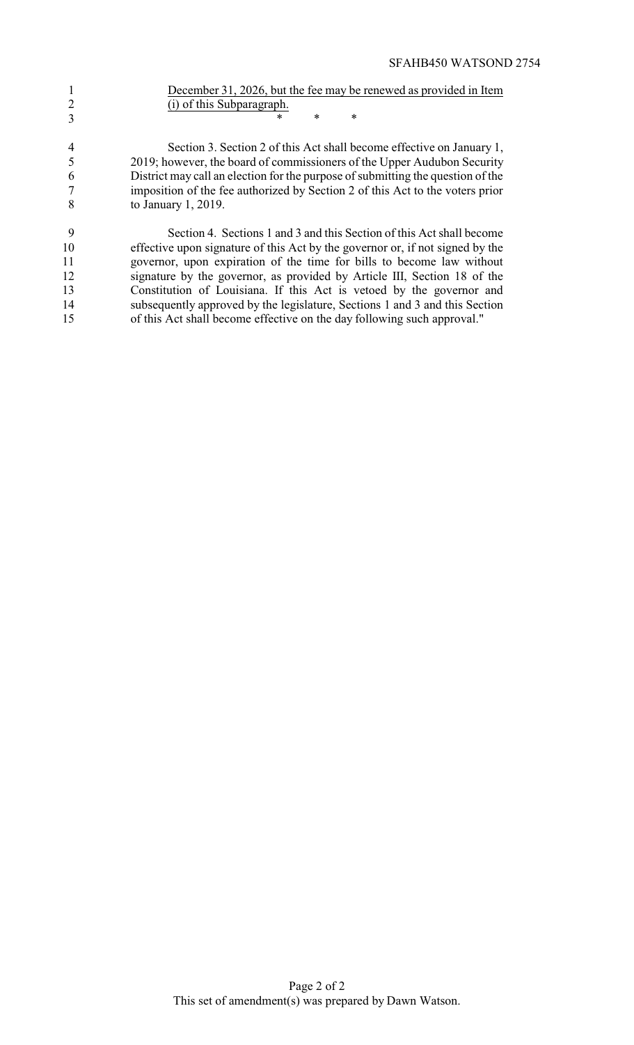December 31, 2026, but the fee may be renewed as provided in Item (i) of this Subparagraph.

\* \* \*

Section 3. Section 2 of this Act shall become effective on January 1, 2019; however, the board of commissioners of the Upper Audubon Security District may call an election for the purpose of submitting the question of the imposition of the fee authorized by Section 2 of this Act to the voters prior to January 1, 2019.

Section 4. Sections 1 and 3 and this Section of this Act shall become effective upon signature of this Act by the governor or, if not signed by the governor, upon expiration of the time for bills to become law without signature by the governor, as provided by Article III, Section 18 of the Constitution of Louisiana. If this Act is vetoed by the governor and subsequently approved by the legislature, Sections 1 and 3 and this Section of this Act shall become effective on the day following such approval."

This set of amendment(s) was prepared by Dawn Watson.